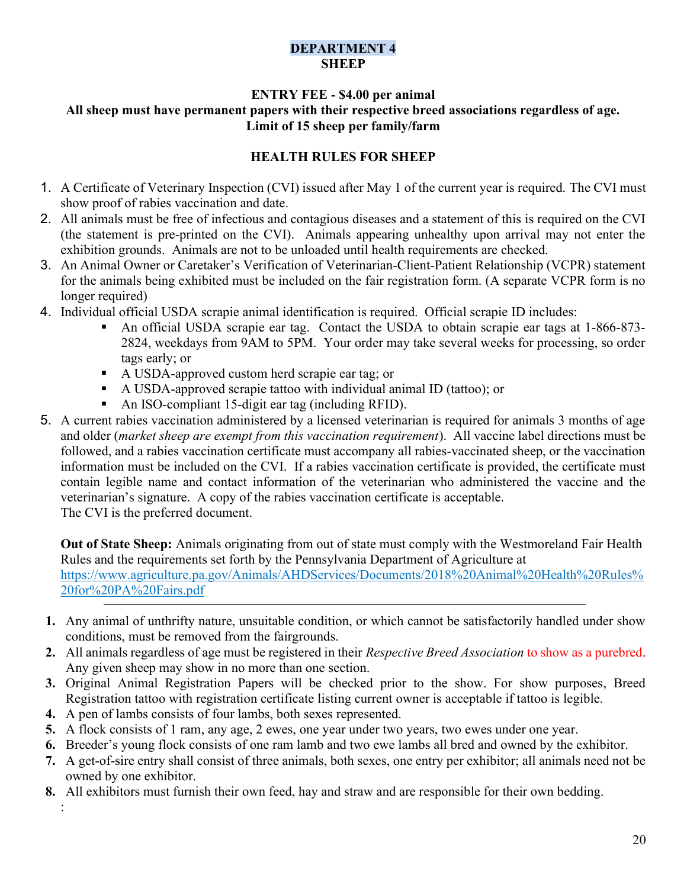# DEPARTMENT 4
## SHEEP

**ENTRY FEE - $4.00 per animal**
**All sheep must have permanent papers with their respective breed associations regardless of age.**
**Limit of 15 sheep per family/farm**

### HEALTH RULES FOR SHEEP

1. A Certificate of Veterinary Inspection (CVI) issued after May 1 of the current year is required. The CVI must show proof of rabies vaccination and date.
2. All animals must be free of infectious and contagious diseases and a statement of this is required on the CVI (the statement is pre-printed on the CVI). Animals appearing unhealthy upon arrival may not enter the exhibition grounds. Animals are not to be unloaded until health requirements are checked.
3. An Animal Owner or Caretaker's Verification of Veterinarian-Client-Patient Relationship (VCPR) statement for the animals being exhibited must be included on the fair registration form. (A separate VCPR form is no longer required)
4. Individual official USDA scrapie animal identification is required. Official scrapie ID includes:
   - An official USDA scrapie ear tag. Contact the USDA to obtain scrapie ear tags at 1-866-873-2824, weekdays from 9AM to 5PM. Your order may take several weeks for processing, so order tags early; or
   - A USDA-approved custom herd scrapie ear tag; or
   - A USDA-approved scrapie tattoo with individual animal ID (tattoo); or
   - An ISO-compliant 15-digit ear tag (including RFID).
5. A current rabies vaccination administered by a licensed veterinarian is required for animals 3 months of age and older (*market sheep are exempt from this vaccination requirement*). All vaccine label directions must be followed, and a rabies vaccination certificate must accompany all rabies-vaccinated sheep, or the vaccination information must be included on the CVI. If a rabies vaccination certificate is provided, the certificate must contain legible name and contact information of the veterinarian who administered the vaccine and the veterinarian's signature. A copy of the rabies vaccination certificate is acceptable.
   The CVI is the preferred document.

   **Out of State Sheep:** Animals originating from out of state must comply with the Westmoreland Fair Health Rules and the requirements set forth by the Pennsylvania Department of Agriculture at https://www.agriculture.pa.gov/Animals/AHDServices/Documents/2018%20Animal%20Health%20Rules%20for%20PA%20Fairs.pdf

---

1. Any animal of unthrifty nature, unsuitable condition, or which cannot be satisfactorily handled under show conditions, must be removed from the fairgrounds.
2. All animals regardless of age must be registered in their *Respective Breed Association* to show as a purebred. Any given sheep may show in no more than one section.
3. Original Animal Registration Papers will be checked prior to the show. For show purposes, Breed Registration tattoo with registration certificate listing current owner is acceptable if tattoo is legible.
4. A pen of lambs consists of four lambs, both sexes represented.
5. A flock consists of 1 ram, any age, 2 ewes, one year under two years, two ewes under one year.
6. Breeder's young flock consists of one ram lamb and two ewe lambs all bred and owned by the exhibitor.
7. A get-of-sire entry shall consist of three animals, both sexes, one entry per exhibitor; all animals need not be owned by one exhibitor.
8. All exhibitors must furnish their own feed, hay and straw and are responsible for their own bedding.

: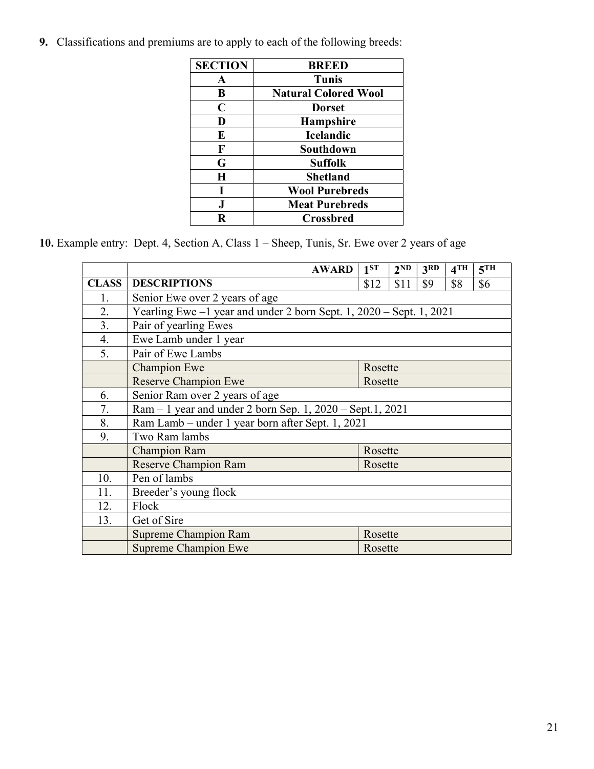**9.** Classifications and premiums are to apply to each of the following breeds:

| SECTION | BREED |
|---|---|
| A | Tunis |
| B | Natural Colored Wool |
| C | Dorset |
| D | Hampshire |
| E | Icelandic |
| F | Southdown |
| G | Suffolk |
| H | Shetland |
| I | Wool Purebreds |
| J | Meat Purebreds |
| R | Crossbred |

**10.** Example entry: Dept. 4, Section A, Class 1 – Sheep, Tunis, Sr. Ewe over 2 years of age

| | AWARD | 1ST | 2ND | 3RD | 4TH | 5TH |
|---|---|---|---|---|---|---|
| CLASS | DESCRIPTIONS | $12 | $11 | $9 | $8 | $6 |
| 1. | Senior Ewe over 2 years of age | | | | | |
| 2. | Yearling Ewe –1 year and under 2 born Sept. 1, 2020 – Sept. 1, 2021 | | | | | |
| 3. | Pair of yearling Ewes | | | | | |
| 4. | Ewe Lamb under 1 year | | | | | |
| 5. | Pair of Ewe Lambs | | | | | |
| | Champion Ewe | Rosette | | | | |
| | Reserve Champion Ewe | Rosette | | | | |
| 6. | Senior Ram over 2 years of age | | | | | |
| 7. | Ram – 1 year and under 2 born Sep. 1, 2020 – Sept.1, 2021 | | | | | |
| 8. | Ram Lamb – under 1 year born after Sept. 1, 2021 | | | | | |
| 9. | Two Ram lambs | | | | | |
| | Champion Ram | Rosette | | | | |
| | Reserve Champion Ram | Rosette | | | | |
| 10. | Pen of lambs | | | | | |
| 11. | Breeder's young flock | | | | | |
| 12. | Flock | | | | | |
| 13. | Get of Sire | | | | | |
| | Supreme Champion Ram | Rosette | | | | |
| | Supreme Champion Ewe | Rosette | | | | |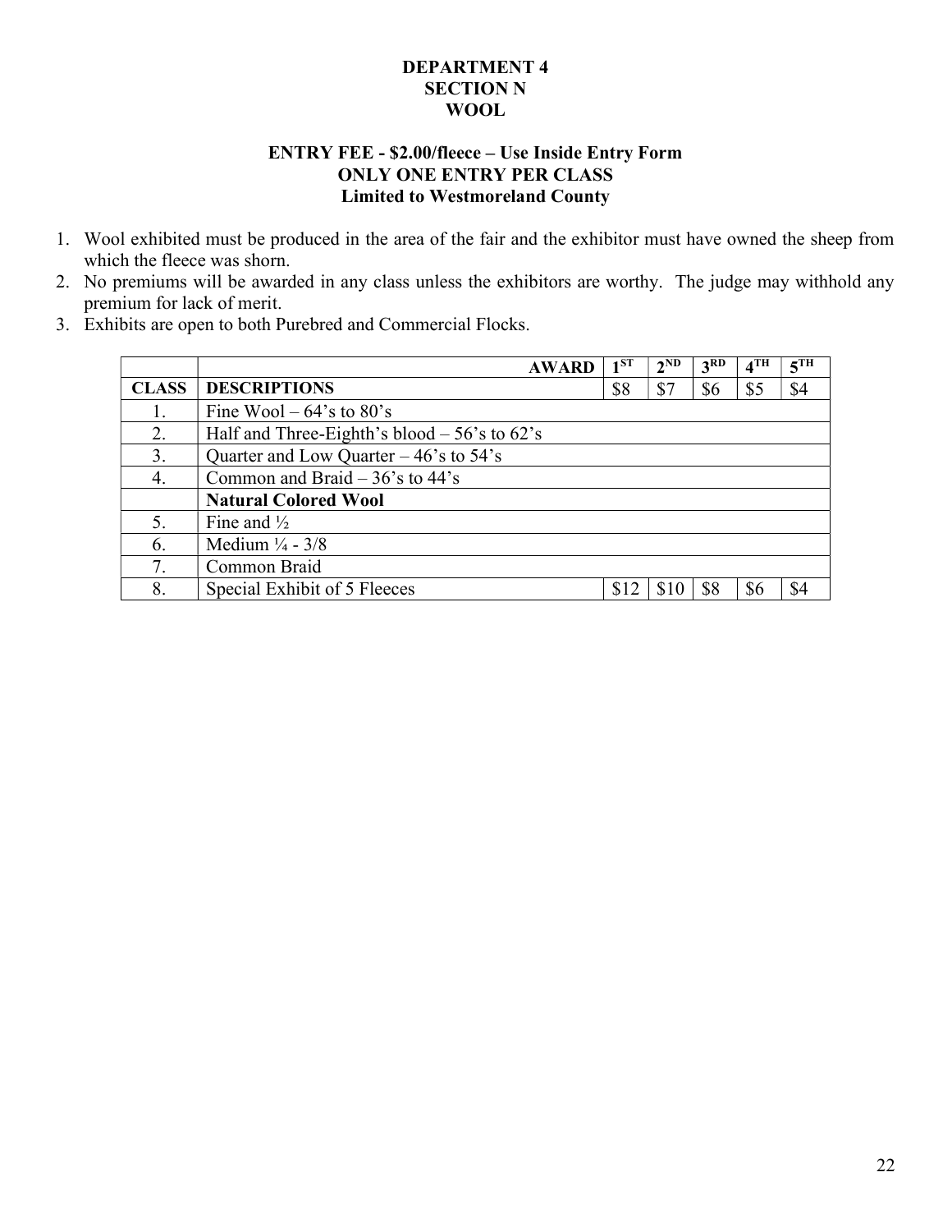# DEPARTMENT 4
# SECTION N
# WOOL

**ENTRY FEE - $2.00/fleece – Use Inside Entry Form**
**ONLY ONE ENTRY PER CLASS**
**Limited to Westmoreland County**

1. Wool exhibited must be produced in the area of the fair and the exhibitor must have owned the sheep from which the fleece was shorn.
2. No premiums will be awarded in any class unless the exhibitors are worthy. The judge may withhold any premium for lack of merit.
3. Exhibits are open to both Purebred and Commercial Flocks.

| | **AWARD** | **1ST** | **2ND** | **3RD** | **4TH** | **5TH** |
|---|---|---|---|---|---|---|
| **CLASS** | **DESCRIPTIONS** | $8 | $7 | $6 | $5 | $4 |
| 1. | Fine Wool – 64's to 80's | | | | | |
| 2. | Half and Three-Eighth's blood – 56's to 62's | | | | | |
| 3. | Quarter and Low Quarter – 46's to 54's | | | | | |
| 4. | Common and Braid – 36's to 44's | | | | | |
| | **Natural Colored Wool** | | | | | |
| 5. | Fine and ½ | | | | | |
| 6. | Medium ¼ - 3/8 | | | | | |
| 7. | Common Braid | | | | | |
| 8. | Special Exhibit of 5 Fleeces | $12 | $10 | $8 | $6 | $4 |